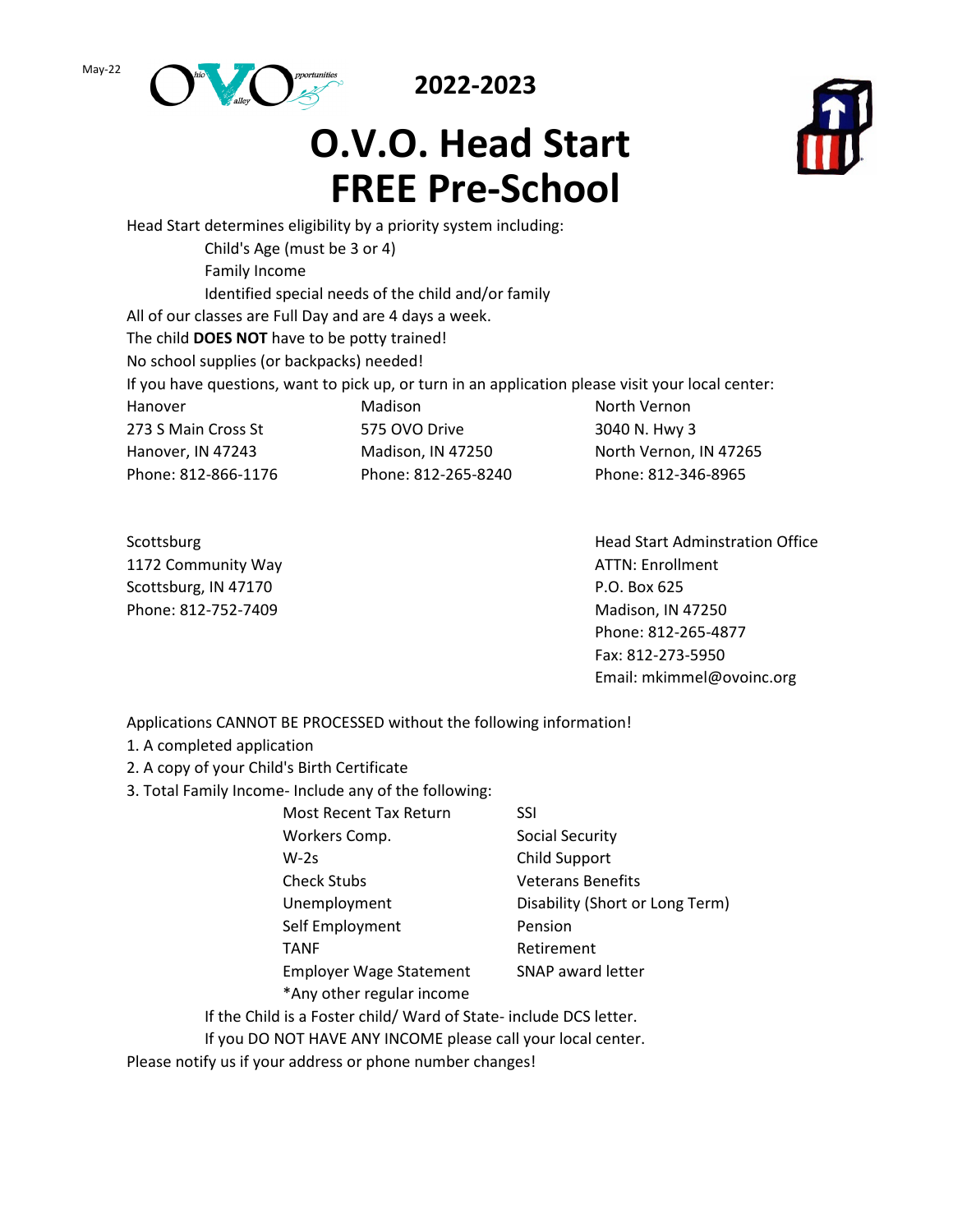May-22

2022-2023

# O.V.O. Head Start FREE Pre-School

Head Start determines eligibility by a priority system including:

- Child's Age (must be 3 or 4)
- Family Income
- Identified special needs of the child and/or family

All of our classes are Full Day and are 4 days a week.

The child **DOES NOT** have to be potty trained!

No school supplies (or backpacks) needed!

If you have questions, want to pick up, or turn in an application please visit your local center:

Hanover
273 S Main Cross St
Hanover, IN 47243
Phone: 812-866-1176

Madison
575 OVO Drive
Madison, IN 47250
Phone: 812-265-8240

North Vernon
3040 N. Hwy 3
North Vernon, IN 47265
Phone: 812-346-8965

Scottsburg
1172 Community Way
Scottsburg, IN 47170
Phone: 812-752-7409

Head Start Adminstration Office
ATTN: Enrollment
P.O. Box 625
Madison, IN 47250
Phone: 812-265-4877
Fax: 812-273-5950
Email: mkimmel@ovoinc.org

Applications CANNOT BE PROCESSED without the following information!

1. A completed application
2. A copy of your Child's Birth Certificate
3. Total Family Income- Include any of the following:

| | |
|---|---|
| Most Recent Tax Return | SSI |
| Workers Comp. | Social Security |
| W-2s | Child Support |
| Check Stubs | Veterans Benefits |
| Unemployment | Disability (Short or Long Term) |
| Self Employment | Pension |
| TANF | Retirement |
| Employer Wage Statement | SNAP award letter |
| *Any other regular income | |

If the Child is a Foster child/ Ward of State- include DCS letter.

If you DO NOT HAVE ANY INCOME please call your local center.

Please notify us if your address or phone number changes!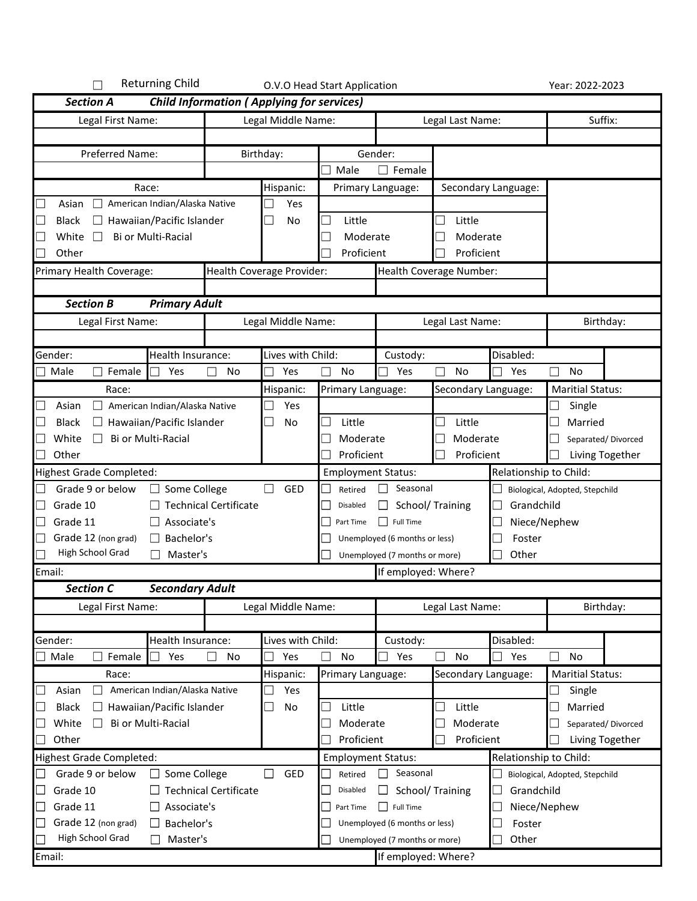☐ Returning Child    O.V.O Head Start Application    Year: 2022-2023

## *Section A    Child Information ( Applying for services)*

| Legal First Name: | Legal Middle Name: | Legal Last Name: | Suffix: |
|---|---|---|---|
| | | | |

| Preferred Name: | Birthday: | Gender: |
|---|---|---|
| | | ☐ Male ☐ Female |

| Race: | Hispanic: | Primary Language: | Secondary Language: |
|---|---|---|---|
| ☐ Asian ☐ American Indian/Alaska Native | ☐ Yes | | |
| ☐ Black ☐ Hawaiian/Pacific Islander | ☐ No | ☐ Little | ☐ Little |
| ☐ White ☐ Bi or Multi-Racial | | ☐ Moderate | ☐ Moderate |
| ☐ Other | | ☐ Proficient | ☐ Proficient |

| Primary Health Coverage: | Health Coverage Provider: | Health Coverage Number: |
|---|---|---|
| | | |

## *Section B    Primary Adult*

| Legal First Name: | Legal Middle Name: | Legal Last Name: | Birthday: |
|---|---|---|---|
| | | | |

| Gender: | Health Insurance: | Lives with Child: | Custody: | Disabled: |
|---|---|---|---|---|
| ☐ Male ☐ Female | ☐ Yes ☐ No | ☐ Yes ☐ No | ☐ Yes ☐ No | ☐ Yes ☐ No |

| Race: | Hispanic: | Primary Language: | Secondary Language: | Maritial Status: |
|---|---|---|---|---|
| ☐ Asian ☐ American Indian/Alaska Native | ☐ Yes | | | ☐ Single |
| ☐ Black ☐ Hawaiian/Pacific Islander | ☐ No | ☐ Little | ☐ Little | ☐ Married |
| ☐ White ☐ Bi or Multi-Racial | | ☐ Moderate | ☐ Moderate | ☐ Separated/ Divorced |
| ☐ Other | | ☐ Proficient | ☐ Proficient | ☐ Living Together |

| Highest Grade Completed: | | | Employment Status: | | Relationship to Child: |
|---|---|---|---|---|---|
| ☐ Grade 9 or below | ☐ Some College | ☐ GED | ☐ Retired | ☐ Seasonal | ☐ Biological, Adopted, Stepchild |
| ☐ Grade 10 | ☐ Technical Certificate | | ☐ Disabled | ☐ School/ Training | ☐ Grandchild |
| ☐ Grade 11 | ☐ Associate's | | ☐ Part Time | ☐ Full Time | ☐ Niece/Nephew |
| ☐ Grade 12 (non grad) | ☐ Bachelor's | | ☐ Unemployed (6 months or less) | | ☐ Foster |
| ☐ High School Grad | ☐ Master's | | ☐ Unemployed (7 months or more) | | ☐ Other |

| Email: | If employed: Where? |
|---|---|

## *Section C    Secondary Adult*

| Legal First Name: | Legal Middle Name: | Legal Last Name: | Birthday: |
|---|---|---|---|
| | | | |

| Gender: | Health Insurance: | Lives with Child: | Custody: | Disabled: |
|---|---|---|---|---|
| ☐ Male ☐ Female | ☐ Yes ☐ No | ☐ Yes ☐ No | ☐ Yes ☐ No | ☐ Yes ☐ No |

| Race: | Hispanic: | Primary Language: | Secondary Language: | Maritial Status: |
|---|---|---|---|---|
| ☐ Asian ☐ American Indian/Alaska Native | ☐ Yes | | | ☐ Single |
| ☐ Black ☐ Hawaiian/Pacific Islander | ☐ No | ☐ Little | ☐ Little | ☐ Married |
| ☐ White ☐ Bi or Multi-Racial | | ☐ Moderate | ☐ Moderate | ☐ Separated/ Divorced |
| ☐ Other | | ☐ Proficient | ☐ Proficient | ☐ Living Together |

| Highest Grade Completed: | | | Employment Status: | | Relationship to Child: |
|---|---|---|---|---|---|
| ☐ Grade 9 or below | ☐ Some College | ☐ GED | ☐ Retired | ☐ Seasonal | ☐ Biological, Adopted, Stepchild |
| ☐ Grade 10 | ☐ Technical Certificate | | ☐ Disabled | ☐ School/ Training | ☐ Grandchild |
| ☐ Grade 11 | ☐ Associate's | | ☐ Part Time | ☐ Full Time | ☐ Niece/Nephew |
| ☐ Grade 12 (non grad) | ☐ Bachelor's | | ☐ Unemployed (6 months or less) | | ☐ Foster |
| ☐ High School Grad | ☐ Master's | | ☐ Unemployed (7 months or more) | | ☐ Other |

| Email: | If employed: Where? |
|---|---|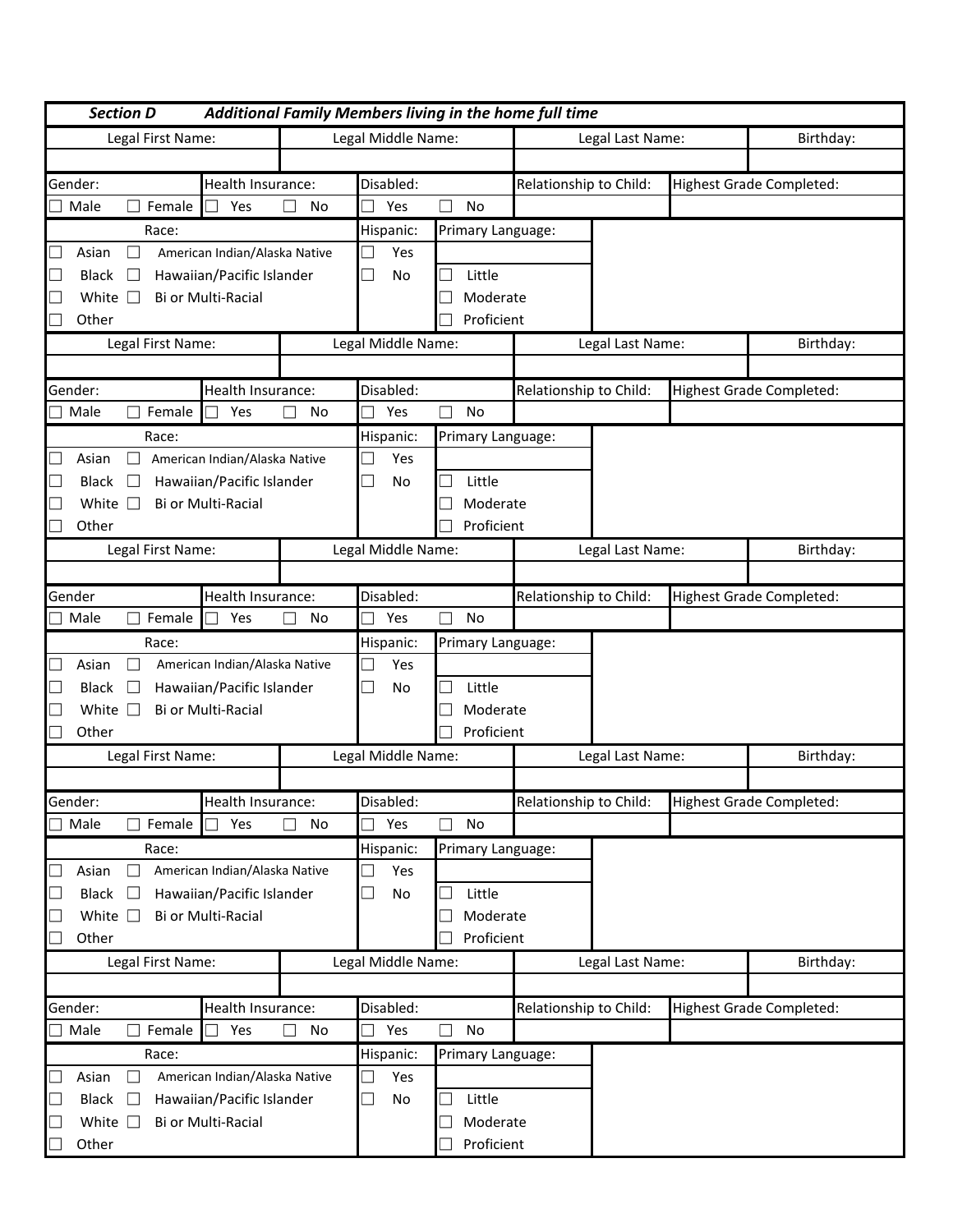## *Section D Additional Family Members living in the home full time*

| Legal First Name: | Legal Middle Name: | Legal Last Name: | Birthday: |
|---|---|---|---|
| | | | |

| Gender: | Health Insurance: | Disabled: | Relationship to Child: | Highest Grade Completed: |
|---|---|---|---|---|
| ☐ Male ☐ Female | ☐ Yes ☐ No | ☐ Yes ☐ No | | |

| Race: | Hispanic: | Primary Language: |
|---|---|---|
| ☐ Asian ☐ American Indian/Alaska Native | ☐ Yes | |
| ☐ Black ☐ Hawaiian/Pacific Islander | ☐ No | ☐ Little |
| ☐ White ☐ Bi or Multi-Racial | | ☐ Moderate |
| ☐ Other | | ☐ Proficient |

| Legal First Name: | Legal Middle Name: | Legal Last Name: | Birthday: |
|---|---|---|---|
| | | | |

| Gender: | Health Insurance: | Disabled: | Relationship to Child: | Highest Grade Completed: |
|---|---|---|---|---|
| ☐ Male ☐ Female | ☐ Yes ☐ No | ☐ Yes ☐ No | | |

| Race: | Hispanic: | Primary Language: |
|---|---|---|
| ☐ Asian ☐ American Indian/Alaska Native | ☐ Yes | |
| ☐ Black ☐ Hawaiian/Pacific Islander | ☐ No | ☐ Little |
| ☐ White ☐ Bi or Multi-Racial | | ☐ Moderate |
| ☐ Other | | ☐ Proficient |

| Legal First Name: | Legal Middle Name: | Legal Last Name: | Birthday: |
|---|---|---|---|
| | | | |

| Gender | Health Insurance: | Disabled: | Relationship to Child: | Highest Grade Completed: |
|---|---|---|---|---|
| ☐ Male ☐ Female | ☐ Yes ☐ No | ☐ Yes ☐ No | | |

| Race: | Hispanic: | Primary Language: |
|---|---|---|
| ☐ Asian ☐ American Indian/Alaska Native | ☐ Yes | |
| ☐ Black ☐ Hawaiian/Pacific Islander | ☐ No | ☐ Little |
| ☐ White ☐ Bi or Multi-Racial | | ☐ Moderate |
| ☐ Other | | ☐ Proficient |

| Legal First Name: | Legal Middle Name: | Legal Last Name: | Birthday: |
|---|---|---|---|
| | | | |

| Gender: | Health Insurance: | Disabled: | Relationship to Child: | Highest Grade Completed: |
|---|---|---|---|---|
| ☐ Male ☐ Female | ☐ Yes ☐ No | ☐ Yes ☐ No | | |

| Race: | Hispanic: | Primary Language: |
|---|---|---|
| ☐ Asian ☐ American Indian/Alaska Native | ☐ Yes | |
| ☐ Black ☐ Hawaiian/Pacific Islander | ☐ No | ☐ Little |
| ☐ White ☐ Bi or Multi-Racial | | ☐ Moderate |
| ☐ Other | | ☐ Proficient |

| Legal First Name: | Legal Middle Name: | Legal Last Name: | Birthday: |
|---|---|---|---|
| | | | |

| Gender: | Health Insurance: | Disabled: | Relationship to Child: | Highest Grade Completed: |
|---|---|---|---|---|
| ☐ Male ☐ Female | ☐ Yes ☐ No | ☐ Yes ☐ No | | |

| Race: | Hispanic: | Primary Language: |
|---|---|---|
| ☐ Asian ☐ American Indian/Alaska Native | ☐ Yes | |
| ☐ Black ☐ Hawaiian/Pacific Islander | ☐ No | ☐ Little |
| ☐ White ☐ Bi or Multi-Racial | | ☐ Moderate |
| ☐ Other | | ☐ Proficient |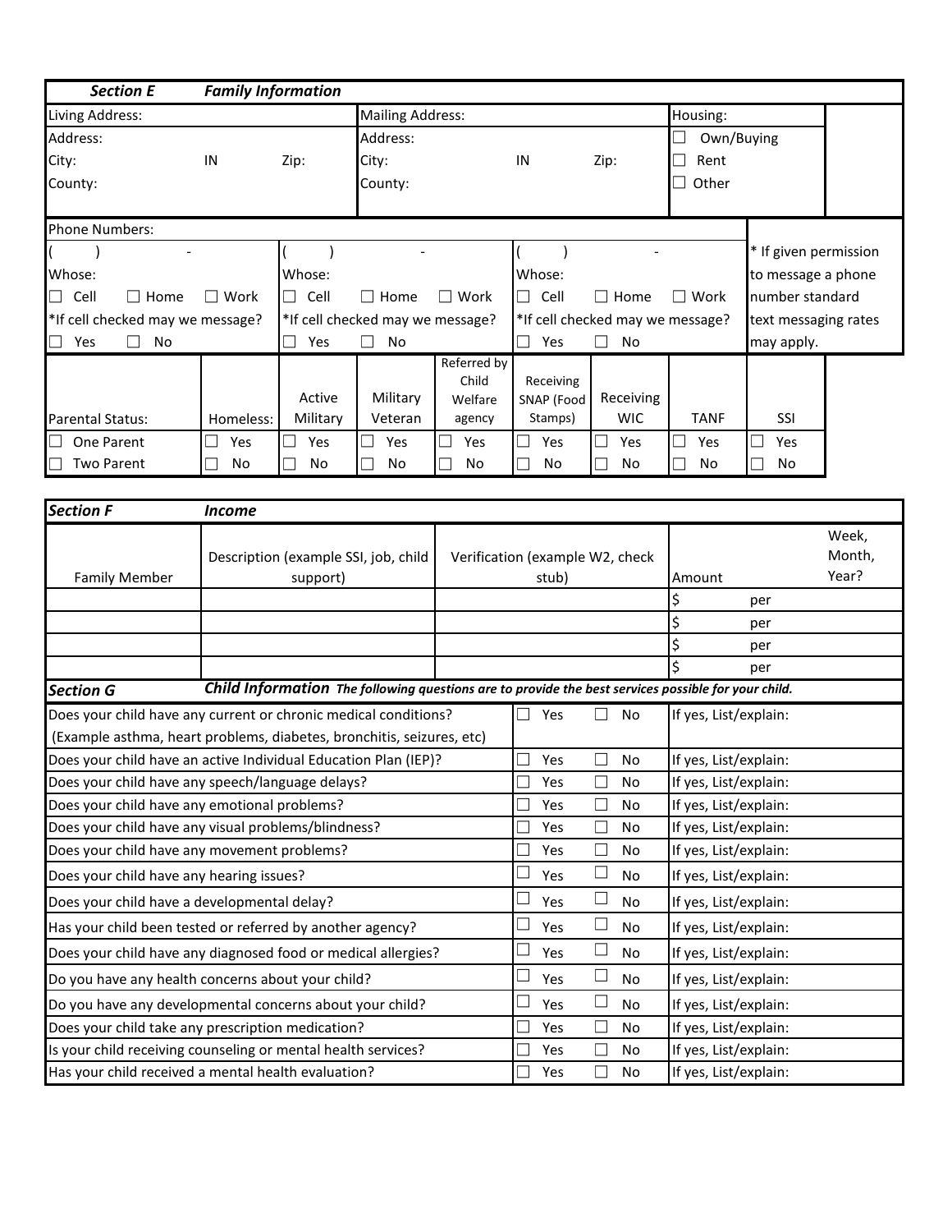## Section E *Family Information*

| Living Address: | | | Mailing Address: | | | Housing: |
|---|---|---|---|---|---|---|
| Address: | | | Address: | | | ☐ Own/Buying |
| City: | IN | Zip: | City: | IN | Zip: | ☐ Rent |
| County: | | | County: | | | ☐ Other |

**Phone Numbers:**

| ( ) - | ( ) - | ( ) - | * If given permission to message a phone number standard text messaging rates may apply. |
|---|---|---|---|
| Whose: | Whose: | Whose: | |
| ☐ Cell ☐ Home ☐ Work | ☐ Cell ☐ Home ☐ Work | ☐ Cell ☐ Home ☐ Work | |
| *If cell checked may we message? | *If cell checked may we message? | *If cell checked may we message? | |
| ☐ Yes ☐ No | ☐ Yes ☐ No | ☐ Yes ☐ No | |

| Parental Status: | Homeless: | Active Military | Military Veteran | Referred by Child Welfare agency | Receiving SNAP (Food Stamps) | Receiving WIC | TANF | SSI |
|---|---|---|---|---|---|---|---|---|
| ☐ One Parent | ☐ Yes | ☐ Yes | ☐ Yes | ☐ Yes | ☐ Yes | ☐ Yes | ☐ Yes | ☐ Yes |
| ☐ Two Parent | ☐ No | ☐ No | ☐ No | ☐ No | ☐ No | ☐ No | ☐ No | ☐ No |

## Section F *Income*

| Family Member | Description (example SSI, job, child support) | Verification (example W2, check stub) | Amount | Week, Month, Year? |
|---|---|---|---|---|
| | | | $ | per |
| | | | $ | per |
| | | | $ | per |
| | | | $ | per |

## Section G *Child Information* *The following questions are to provide the best services possible for your child.*

| Question | Yes | No | If yes, List/explain: |
|---|---|---|---|
| Does your child have any current or chronic medical conditions? (Example asthma, heart problems, diabetes, bronchitis, seizures, etc) | ☐ Yes | ☐ No | If yes, List/explain: |
| Does your child have an active Individual Education Plan (IEP)? | ☐ Yes | ☐ No | If yes, List/explain: |
| Does your child have any speech/language delays? | ☐ Yes | ☐ No | If yes, List/explain: |
| Does your child have any emotional problems? | ☐ Yes | ☐ No | If yes, List/explain: |
| Does your child have any visual problems/blindness? | ☐ Yes | ☐ No | If yes, List/explain: |
| Does your child have any movement problems? | ☐ Yes | ☐ No | If yes, List/explain: |
| Does your child have any hearing issues? | ☐ Yes | ☐ No | If yes, List/explain: |
| Does your child have a developmental delay? | ☐ Yes | ☐ No | If yes, List/explain: |
| Has your child been tested or referred by another agency? | ☐ Yes | ☐ No | If yes, List/explain: |
| Does your child have any diagnosed food or medical allergies? | ☐ Yes | ☐ No | If yes, List/explain: |
| Do you have any health concerns about your child? | ☐ Yes | ☐ No | If yes, List/explain: |
| Do you have any developmental concerns about your child? | ☐ Yes | ☐ No | If yes, List/explain: |
| Does your child take any prescription medication? | ☐ Yes | ☐ No | If yes, List/explain: |
| Is your child receiving counseling or mental health services? | ☐ Yes | ☐ No | If yes, List/explain: |
| Has your child received a mental health evaluation? | ☐ Yes | ☐ No | If yes, List/explain: |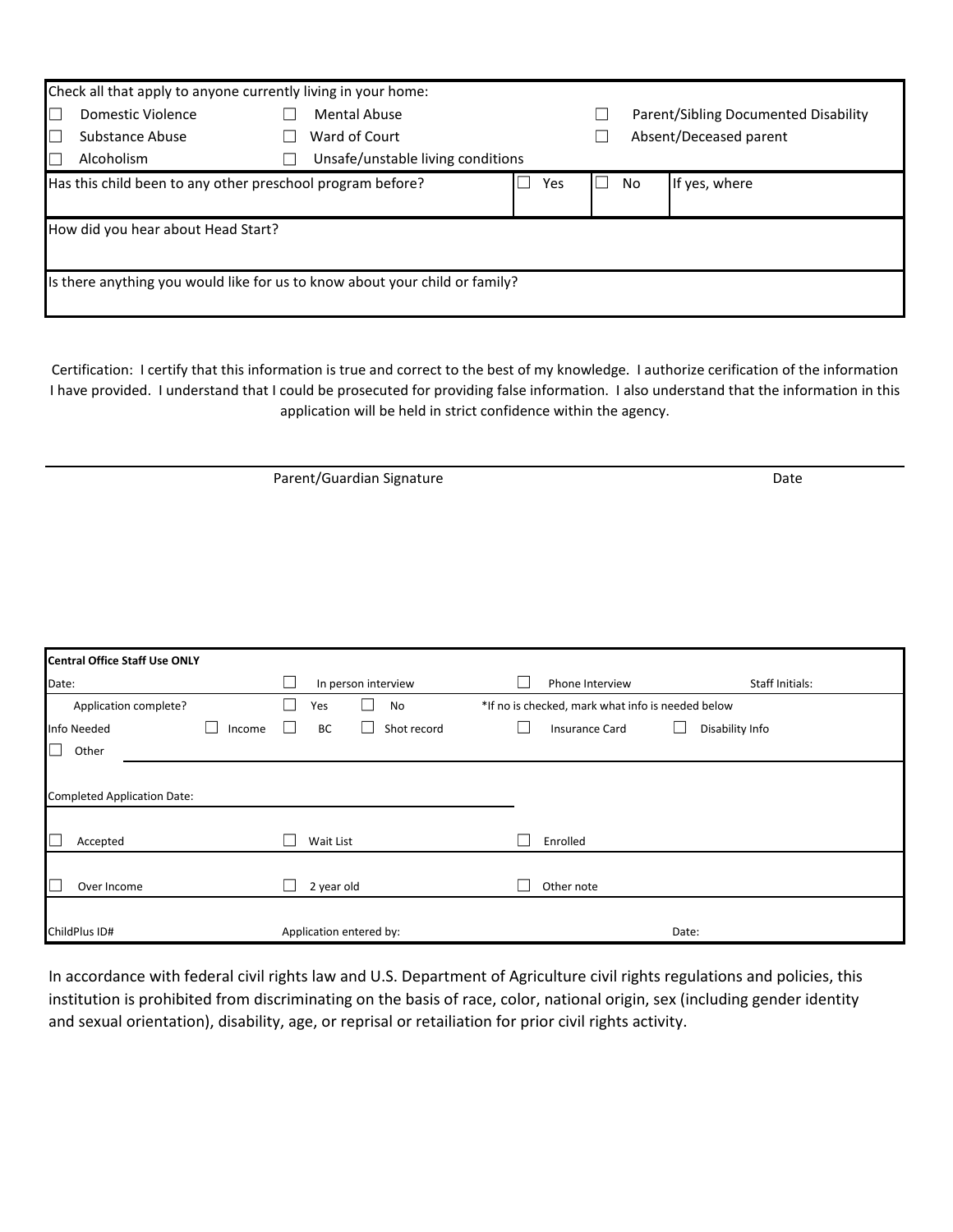| Check all that apply to anyone currently living in your home: | | |
|---|---|---|
| ☐ Domestic Violence | ☐ Mental Abuse | ☐ Parent/Sibling Documented Disability |
| ☐ Substance Abuse | ☐ Ward of Court | ☐ Absent/Deceased parent |
| ☐ Alcoholism | ☐ Unsafe/unstable living conditions | |

| | | | |
|---|---|---|---|
| Has this child been to any other preschool program before? | ☐ Yes | ☐ No | If yes, where |
| How did you hear about Head Start? | | | |
| Is there anything you would like for us to know about your child or family? | | | |

Certification: I certify that this information is true and correct to the best of my knowledge. I authorize cerification of the information I have provided. I understand that I could be prosecuted for providing false information. I also understand that the information in this application will be held in strict confidence within the agency.

Parent/Guardian Signature ____________________ Date ________

| **Central Office Staff Use ONLY** | | | | | |
|---|---|---|---|---|---|
| Date: | ☐ In person interview | | ☐ Phone Interview | | Staff Initials: |
| Application complete? | ☐ Yes | ☐ No | *If no is checked, mark what info is needed below | | |
| Info Needed ☐ Income | ☐ BC | ☐ Shot record | ☐ Insurance Card | ☐ Disability Info | |
| ☐ Other | | | | | |
| Completed Application Date: | | | | | |
| ☐ Accepted | ☐ Wait List | | ☐ Enrolled | | |
| ☐ Over Income | ☐ 2 year old | | ☐ Other note | | |
| ChildPlus ID# | Application entered by: | | | Date: | |

In accordance with federal civil rights law and U.S. Department of Agriculture civil rights regulations and policies, this institution is prohibited from discriminating on the basis of race, color, national origin, sex (including gender identity and sexual orientation), disability, age, or reprisal or retailiation for prior civil rights activity.